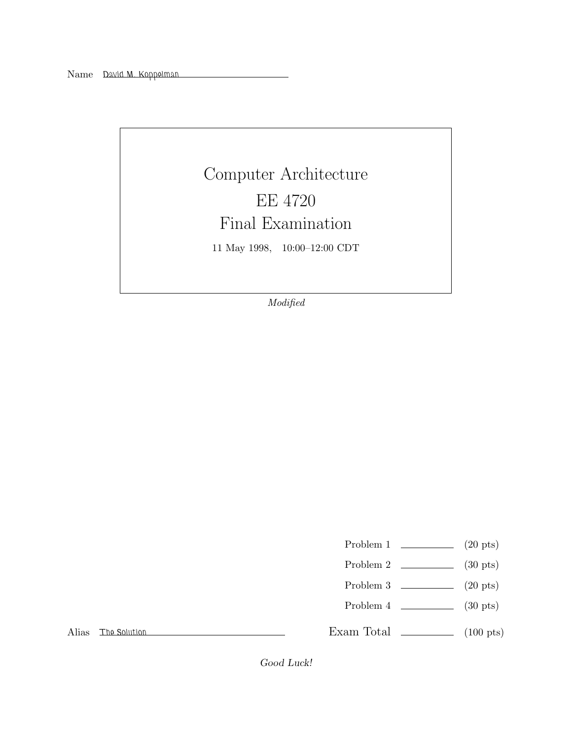Name David M. Koppelman

# Computer Architecture
# EE 4720
# Final Examination

11 May 1998, 10:00–12:00 CDT

*Modified*

| | | |
|---|---|---|
| Problem 1 | ________ | (20 pts) |
| Problem 2 | ________ | (30 pts) |
| Problem 3 | ________ | (20 pts) |
| Problem 4 | ________ | (30 pts) |
| Exam Total | ________ | (100 pts) |

Alias The Solution

*Good Luck!*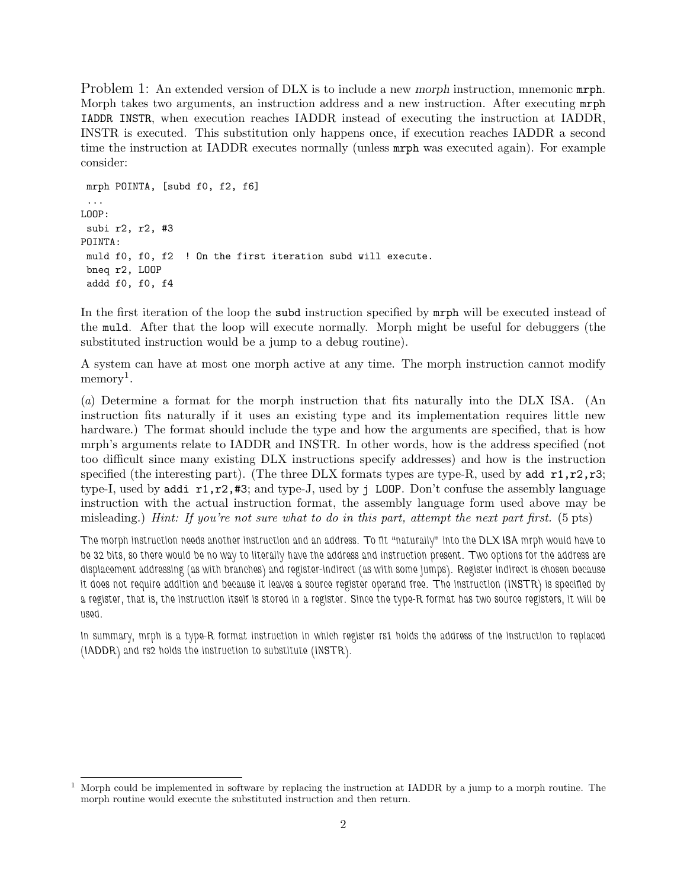Problem 1: An extended version of DLX is to include a new *morph* instruction, mnemonic `mrph`. Morph takes two arguments, an instruction address and a new instruction. After executing `mrph IADDR INSTR`, when execution reaches IADDR instead of executing the instruction at IADDR, INSTR is executed. This substitution only happens once, if execution reaches IADDR a second time the instruction at IADDR executes normally (unless `mrph` was executed again). For example consider:

```
 mrph POINTA, [subd f0, f2, f6]
 ...
LOOP:
 subi r2, r2, #3
POINTA:
 muld f0, f0, f2  ! On the first iteration subd will execute.
 bneq r2, LOOP
 addd f0, f0, f4
```

In the first iteration of the loop the `subd` instruction specified by `mrph` will be executed instead of the `muld`. After that the loop will execute normally. Morph might be useful for debuggers (the substituted instruction would be a jump to a debug routine).

A system can have at most one morph active at any time. The morph instruction cannot modify memory[1].

(*a*) Determine a format for the morph instruction that fits naturally into the DLX ISA. (An instruction fits naturally if it uses an existing type and its implementation requires little new hardware.) The format should include the type and how the arguments are specified, that is how mrph's arguments relate to IADDR and INSTR. In other words, how is the address specified (not too difficult since many existing DLX instructions specify addresses) and how is the instruction specified (the interesting part). (The three DLX formats types are type-R, used by `add r1,r2,r3`; type-I, used by `addi r1,r2,#3`; and type-J, used by `j LOOP`. Don't confuse the assembly language instruction with the actual instruction format, the assembly language form used above may be misleading.) *Hint: If you're not sure what to do in this part, attempt the next part first.* (5 pts)

The morph instruction needs another instruction and an address. To fit "naturally" into the DLX ISA mrph would have to be 32 bits, so there would be no way to literally have the address and instruction present. Two options for the address are displacement addressing (as with branches) and register-indirect (as with some jumps). Register indirect is chosen because it does not require addition and because it leaves a source register operand free. The instruction (INSTR) is specified by a register, that is, the instruction itself is stored in a register. Since the type-R format has two source registers, it will be used.

In summary, mrph is a type-R format instruction in which register rs1 holds the address of the instruction to replaced (IADDR) and rs2 holds the instruction to substitute (INSTR).

[1] Morph could be implemented in software by replacing the instruction at IADDR by a jump to a morph routine. The morph routine would execute the substituted instruction and then return.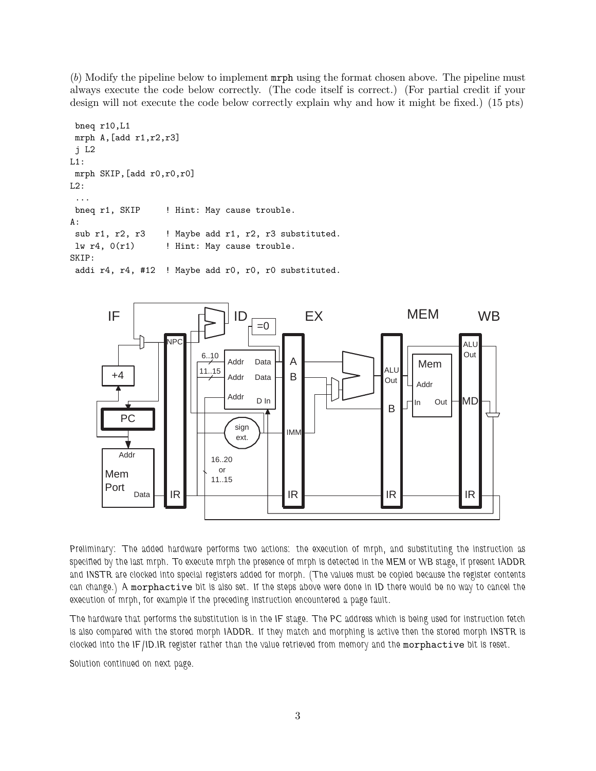(*b*) Modify the pipeline below to implement `mrph` using the format chosen above. The pipeline must always execute the code below correctly. (The code itself is correct.) (For partial credit if your design will not execute the code below correctly explain why and how it might be fixed.) (15 pts)

```
 bneq r10,L1
 mrph A,[add r1,r2,r3]
 j L2
L1:
 mrph SKIP,[add r0,r0,r0]
L2:
 ...
 bneq r1, SKIP     ! Hint: May cause trouble.
A:
 sub r1, r2, r3    ! Maybe add r1, r2, r3 substituted.
 lw r4, 0(r1)      ! Hint: May cause trouble.
SKIP:
 addi r4, r4, #12  ! Maybe add r0, r0, r0 substituted.
```

Preliminary: The added hardware performs two actions: the execution of mrph, and substituting the instruction as specified by the last mrph. To execute mrph the presence of mrph is detected in the MEM or WB stage, if present IADDR and INSTR are clocked into special registers added for morph. (The values must be copied because the register contents can change.) A `morphactive` bit is also set. If the steps above were done in ID there would be no way to cancel the execution of mrph, for example if the preceding instruction encountered a page fault.

The hardware that performs the substitution is in the IF stage. The PC address which is being used for instruction fetch is also compared with the stored morph IADDR. If they match and morphing is active then the stored morph INSTR is clocked into the IF/ID.IR register rather than the value retrieved from memory and the `morphactive` bit is reset.

Solution continued on next page.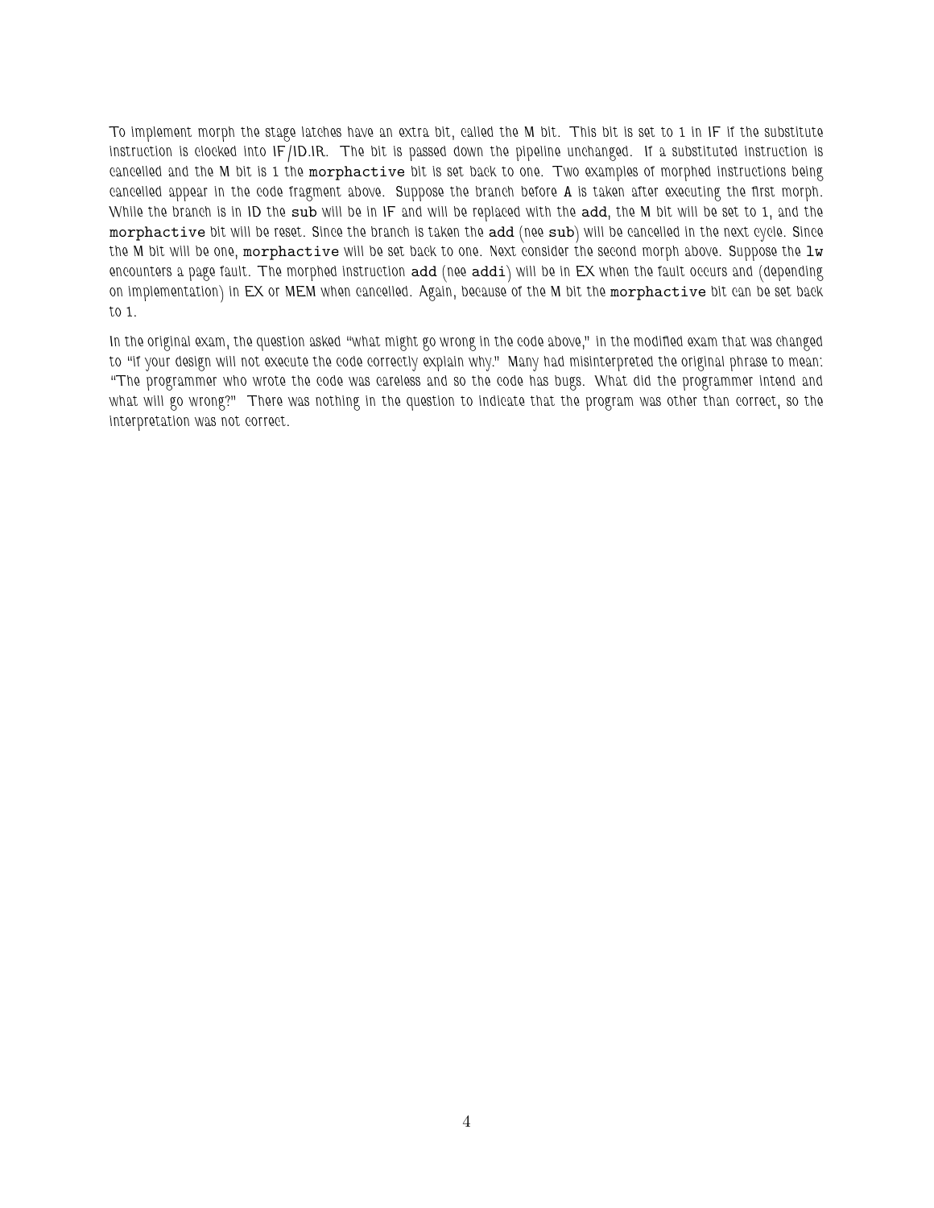To implement morph the stage latches have an extra bit, called the M bit. This bit is set to 1 in IF if the substitute instruction is clocked into IF/ID.IR. The bit is passed down the pipeline unchanged. If a substituted instruction is cancelled and the M bit is 1 the `morphactive` bit is set back to one. Two examples of morphed instructions being cancelled appear in the code fragment above. Suppose the branch before A is taken after executing the first morph. While the branch is in ID the `sub` will be in IF and will be replaced with the `add`, the M bit will be set to 1, and the `morphactive` bit will be reset. Since the branch is taken the `add` (nee `sub`) will be cancelled in the next cycle. Since the M bit will be one, `morphactive` will be set back to one. Next consider the second morph above. Suppose the `lw` encounters a page fault. The morphed instruction `add` (nee `addi`) will be in EX when the fault occurs and (depending on implementation) in EX or MEM when cancelled. Again, because of the M bit the `morphactive` bit can be set back to 1.

In the original exam, the question asked "what might go wrong in the code above," in the modified exam that was changed to "if your design will not execute the code correctly explain why." Many had misinterpreted the original phrase to mean: "The programmer who wrote the code was careless and so the code has bugs. What did the programmer intend and what will go wrong?" There was nothing in the question to indicate that the program was other than correct, so the interpretation was not correct.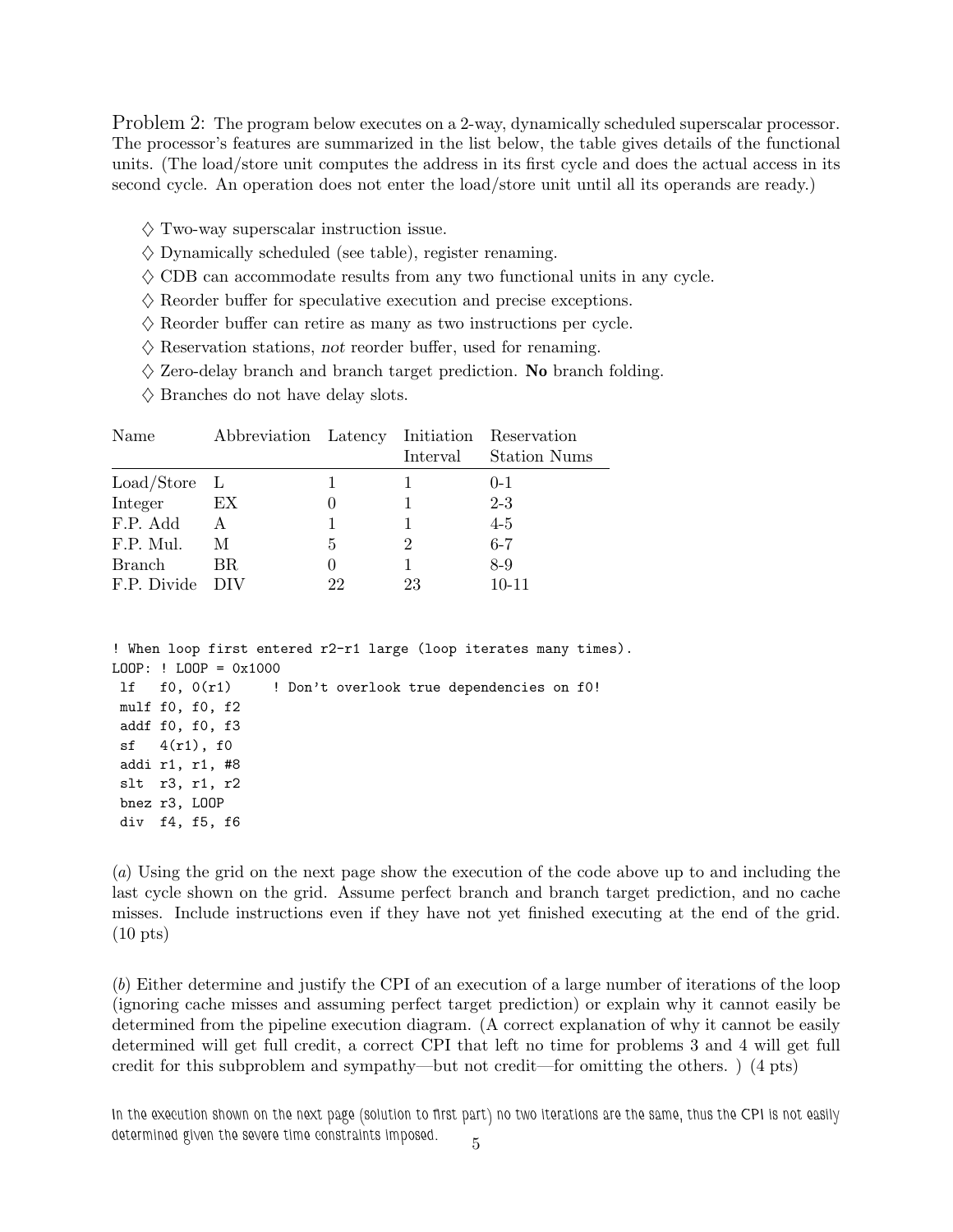Problem 2: The program below executes on a 2-way, dynamically scheduled superscalar processor. The processor's features are summarized in the list below, the table gives details of the functional units. (The load/store unit computes the address in its first cycle and does the actual access in its second cycle. An operation does not enter the load/store unit until all its operands are ready.)

- ♢ Two-way superscalar instruction issue.
- ♢ Dynamically scheduled (see table), register renaming.
- ♢ CDB can accommodate results from any two functional units in any cycle.
- ♢ Reorder buffer for speculative execution and precise exceptions.
- ♢ Reorder buffer can retire as many as two instructions per cycle.
- ♢ Reservation stations, *not* reorder buffer, used for renaming.
- ♢ Zero-delay branch and branch target prediction. **No** branch folding.
- ♢ Branches do not have delay slots.

| Name | Abbreviation | Latency | Initiation Interval | Reservation Station Nums |
|---|---|---|---|---|
| Load/Store | L | 1 | 1 | 0-1 |
| Integer | EX | 0 | 1 | 2-3 |
| F.P. Add | A | 1 | 1 | 4-5 |
| F.P. Mul. | M | 5 | 2 | 6-7 |
| Branch | BR | 0 | 1 | 8-9 |
| F.P. Divide | DIV | 22 | 23 | 10-11 |

```
! When loop first entered r2-r1 large (loop iterates many times).
LOOP: ! LOOP = 0x1000
 lf   f0, 0(r1)     ! Don't overlook true dependencies on f0!
 mulf f0, f0, f2
 addf f0, f0, f3
 sf   4(r1), f0
 addi r1, r1, #8
 slt  r3, r1, r2
 bnez r3, LOOP
 div  f4, f5, f6
```

(*a*) Using the grid on the next page show the execution of the code above up to and including the last cycle shown on the grid. Assume perfect branch and branch target prediction, and no cache misses. Include instructions even if they have not yet finished executing at the end of the grid. (10 pts)

(*b*) Either determine and justify the CPI of an execution of a large number of iterations of the loop (ignoring cache misses and assuming perfect target prediction) or explain why it cannot easily be determined from the pipeline execution diagram. (A correct explanation of why it cannot be easily determined will get full credit, a correct CPI that left no time for problems 3 and 4 will get full credit for this subproblem and sympathy—but not credit—for omitting the others. ) (4 pts)

In the execution shown on the next page (solution to first part) no two iterations are the same, thus the CPI is not easily determined given the severe time constraints imposed.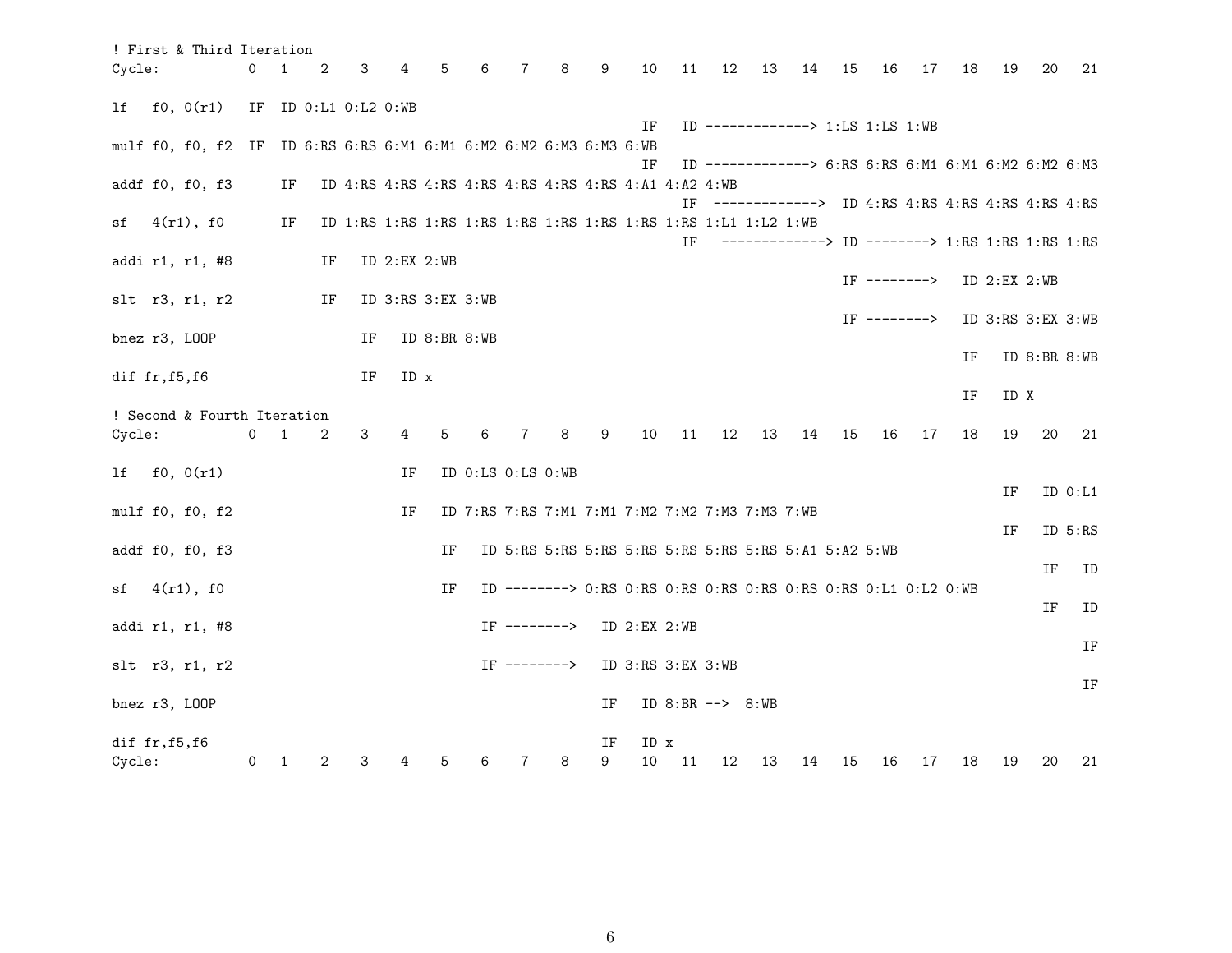```
! First & Third Iteration
Cycle:          0   1    2    3    4    5    6    7    8    9    10   11   12   13   14   15   16   17   18   19   20   21

lf   f0, 0(r1)  IF  ID 0:L1 0:L2 0:WB
                                                                IF   ID -------------> 1:LS 1:LS 1:WB
mulf f0, f0, f2 IF  ID 6:RS 6:RS 6:M1 6:M1 6:M2 6:M2 6:M3 6:M3 6:WB
                                                                IF   ID -------------> 6:RS 6:RS 6:M1 6:M1 6:M2 6:M2 6:M3
addf f0, f0, f3     IF   ID 4:RS 4:RS 4:RS 4:RS 4:RS 4:RS 4:RS 4:A1 4:A2 4:WB
                                                                     IF  ------------->  ID 4:RS 4:RS 4:RS 4:RS 4:RS 4:RS
sf   4(r1), f0      IF   ID 1:RS 1:RS 1:RS 1:RS 1:RS 1:RS 1:RS 1:RS 1:RS 1:L1 1:L2 1:WB
                                                                     IF   -------------> ID --------> 1:RS 1:RS 1:RS 1:RS
addi r1, r1, #8          IF   ID 2:EX 2:WB
                                                                                        IF -------->   ID 2:EX 2:WB
slt  r3, r1, r2          IF   ID 3:RS 3:EX 3:WB
                                                                                        IF -------->   ID 3:RS 3:EX 3:WB
bnez r3, LOOP                 IF   ID 8:BR 8:WB
                                                                                                       IF   ID 8:BR 8:WB
dif fr,f5,f6                  IF   ID x
                                                                                                       IF   ID X
! Second & Fourth Iteration
Cycle:          0   1    2    3    4    5    6    7    8    9    10   11   12   13   14   15   16   17   18   19   20   21

lf   f0, 0(r1)                     IF   ID 0:LS 0:LS 0:WB
                                                                                                            IF   ID 0:L1
mulf f0, f0, f2                    IF   ID 7:RS 7:RS 7:M1 7:M1 7:M2 7:M2 7:M3 7:M3 7:WB
                                                                                                            IF   ID 5:RS
addf f0, f0, f3                         IF   ID 5:RS 5:RS 5:RS 5:RS 5:RS 5:RS 5:RS 5:A1 5:A2 5:WB
                                                                                                                 IF   ID
sf   4(r1), f0                          IF   ID --------> 0:RS 0:RS 0:RS 0:RS 0:RS 0:RS 0:RS 0:L1 0:L2 0:WB
                                                                                                                 IF   ID
addi r1, r1, #8                              IF -------->   ID 2:EX 2:WB
                                                                                                                      IF
slt  r3, r1, r2                              IF -------->   ID 3:RS 3:EX 3:WB
                                                                                                                      IF
bnez r3, LOOP                                               IF   ID 8:BR -->  8:WB

dif fr,f5,f6                                                IF   ID x
Cycle:          0   1    2    3    4    5    6    7    8    9    10   11   12   13   14   15   16   17   18   19   20   21
```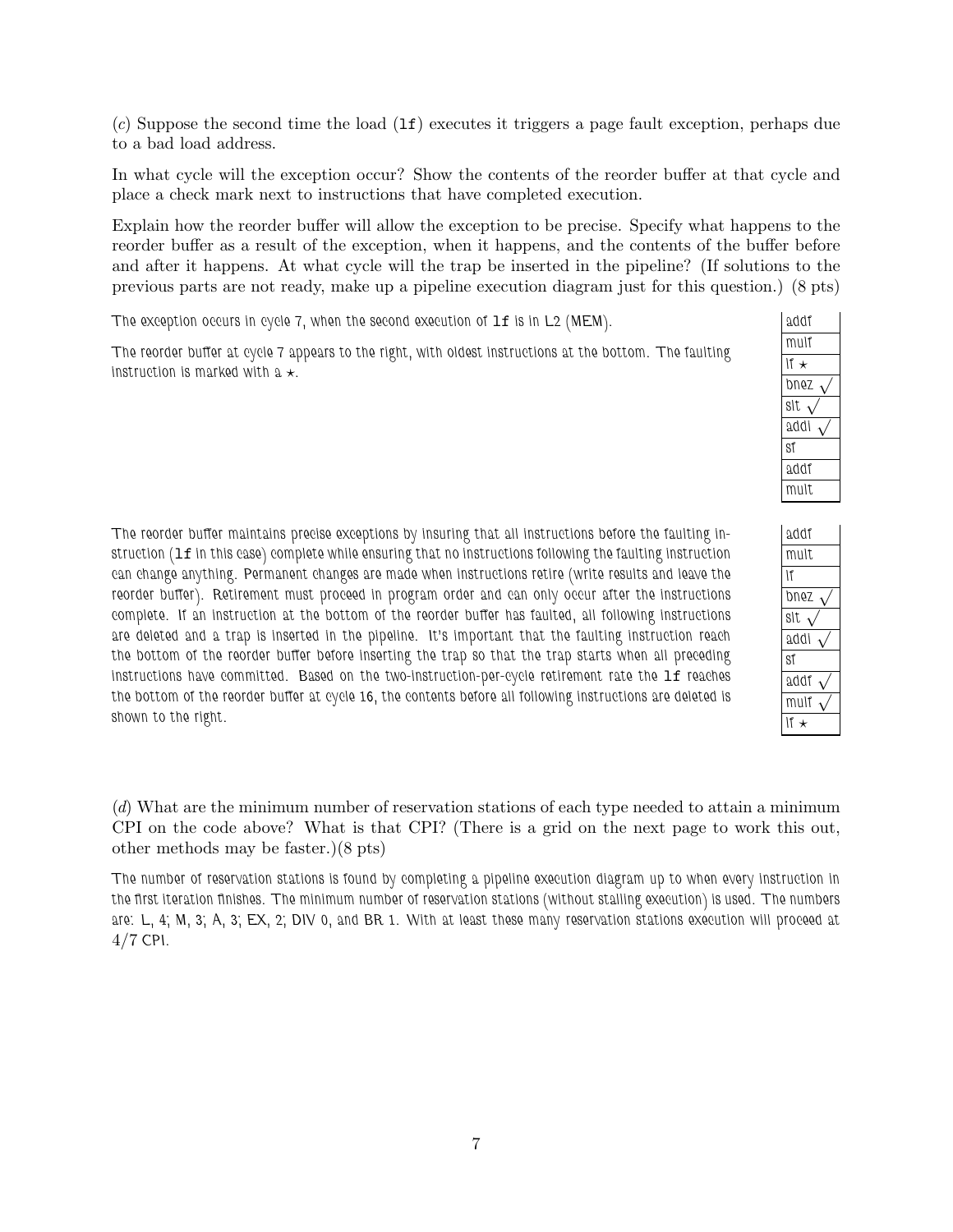(*c*) Suppose the second time the load (`lf`) executes it triggers a page fault exception, perhaps due to a bad load address.

In what cycle will the exception occur? Show the contents of the reorder buffer at that cycle and place a check mark next to instructions that have completed execution.

Explain how the reorder buffer will allow the exception to be precise. Specify what happens to the reorder buffer as a result of the exception, when it happens, and the contents of the buffer before and after it happens. At what cycle will the trap be inserted in the pipeline? (If solutions to the previous parts are not ready, make up a pipeline execution diagram just for this question.) (8 pts)

The exception occurs in cycle 7, when the second execution of `lf` is in L2 (MEM).

The reorder buffer at cycle 7 appears to the right, with oldest instructions at the bottom. The faulting instruction is marked with a $\star$.

| Reorder buffer (cycle 7) |
|---|
| addf |
| mulf |
| lf $\star$ |
| bnez $\surd$ |
| slt $\surd$ |
| addi $\surd$ |
| sf |
| addf |
| mult |

The reorder buffer maintains precise exceptions by insuring that all instructions before the faulting instruction (`lf` in this case) complete while ensuring that no instructions following the faulting instruction can change anything. Permanent changes are made when instructions retire (write results and leave the reorder buffer). Retirement must proceed in program order and can only occur after the instructions complete. If an instruction at the bottom of the reorder buffer has faulted, all following instructions are deleted and a trap is inserted in the pipeline. It's important that the faulting instruction reach the bottom of the reorder buffer before inserting the trap so that the trap starts when all preceding instructions have committed. Based on the two-instruction-per-cycle retirement rate the `lf` reaches the bottom of the reorder buffer at cycle 16, the contents before all following instructions are deleted is shown to the right.

| Reorder buffer (cycle 16) |
|---|
| addf |
| mult |
| lf |
| bnez $\surd$ |
| slt $\surd$ |
| addi $\surd$ |
| sf |
| addf $\surd$ |
| mulf $\surd$ |
| lf $\star$ |

(*d*) What are the minimum number of reservation stations of each type needed to attain a minimum CPI on the code above? What is that CPI? (There is a grid on the next page to work this out, other methods may be faster.)(8 pts)

The number of reservation stations is found by completing a pipeline execution diagram up to when every instruction in the first iteration finishes. The minimum number of reservation stations (without stalling execution) is used. The numbers are: L, 4; M, 3; A, 3; EX, 2; DIV 0, and BR 1. With at least these many reservation stations execution will proceed at $4/7$ CPI.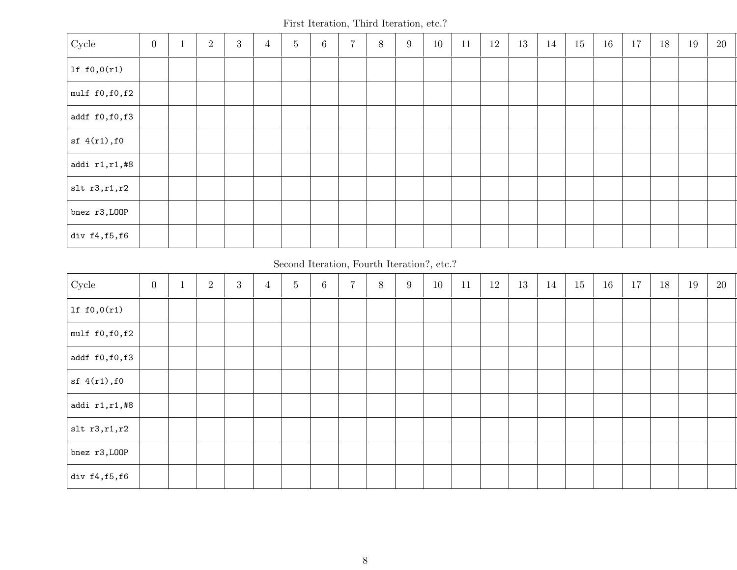First Iteration, Third Iteration, etc.?

| Cycle | 0 | 1 | 2 | 3 | 4 | 5 | 6 | 7 | 8 | 9 | 10 | 11 | 12 | 13 | 14 | 15 | 16 | 17 | 18 | 19 | 20 |
|---|---|---|---|---|---|---|---|---|---|---|---|---|---|---|---|---|---|---|---|---|---|
| `lf f0,0(r1)` | | | | | | | | | | | | | | | | | | | | | |
| `mulf f0,f0,f2` | | | | | | | | | | | | | | | | | | | | | |
| `addf f0,f0,f3` | | | | | | | | | | | | | | | | | | | | | |
| `sf 4(r1),f0` | | | | | | | | | | | | | | | | | | | | | |
| `addi r1,r1,#8` | | | | | | | | | | | | | | | | | | | | | |
| `slt r3,r1,r2` | | | | | | | | | | | | | | | | | | | | | |
| `bnez r3,LOOP` | | | | | | | | | | | | | | | | | | | | | |
| `div f4,f5,f6` | | | | | | | | | | | | | | | | | | | | | |

Second Iteration, Fourth Iteration?, etc.?

| Cycle | 0 | 1 | 2 | 3 | 4 | 5 | 6 | 7 | 8 | 9 | 10 | 11 | 12 | 13 | 14 | 15 | 16 | 17 | 18 | 19 | 20 |
|---|---|---|---|---|---|---|---|---|---|---|---|---|---|---|---|---|---|---|---|---|---|
| `lf f0,0(r1)` | | | | | | | | | | | | | | | | | | | | | |
| `mulf f0,f0,f2` | | | | | | | | | | | | | | | | | | | | | |
| `addf f0,f0,f3` | | | | | | | | | | | | | | | | | | | | | |
| `sf 4(r1),f0` | | | | | | | | | | | | | | | | | | | | | |
| `addi r1,r1,#8` | | | | | | | | | | | | | | | | | | | | | |
| `slt r3,r1,r2` | | | | | | | | | | | | | | | | | | | | | |
| `bnez r3,LOOP` | | | | | | | | | | | | | | | | | | | | | |
| `div f4,f5,f6` | | | | | | | | | | | | | | | | | | | | | |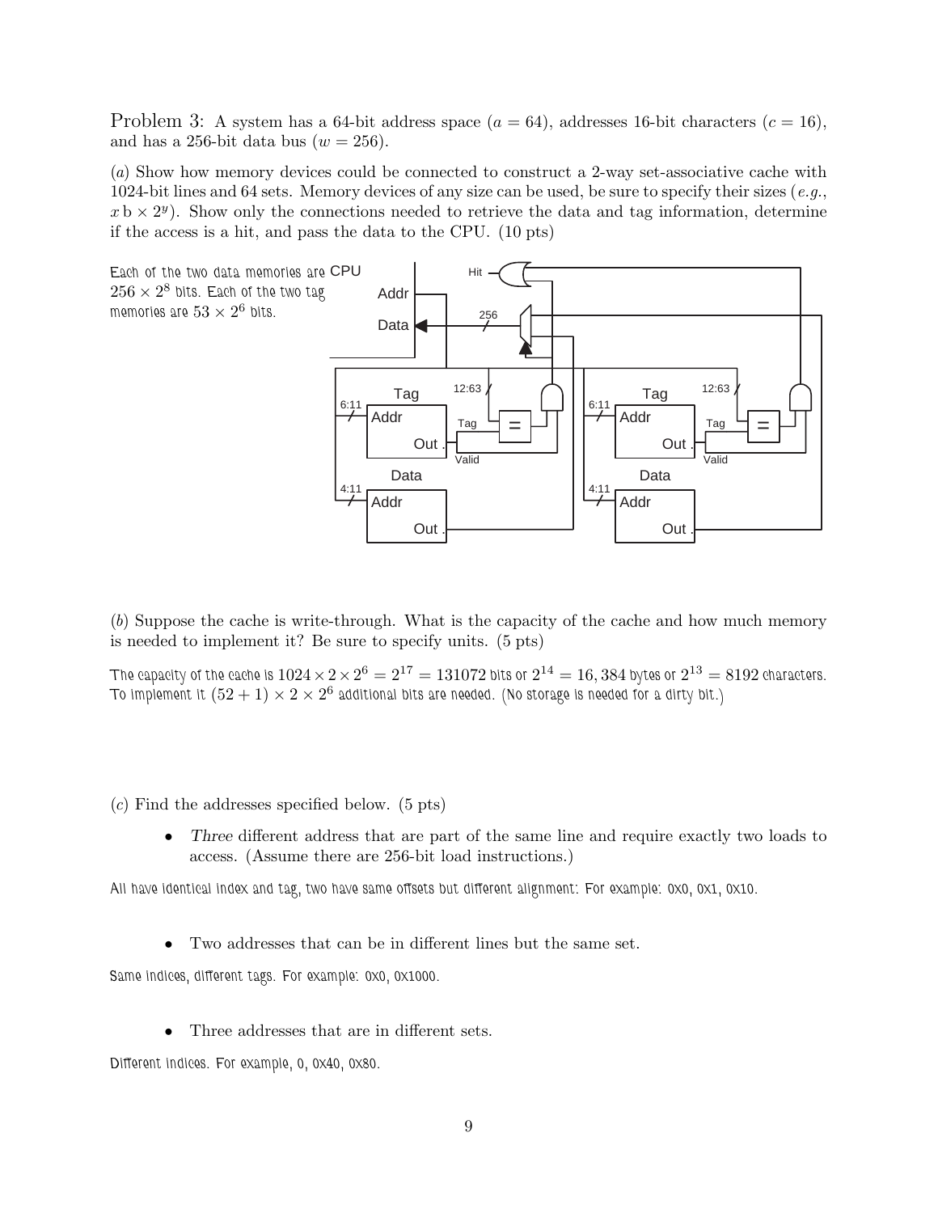Problem 3: A system has a 64-bit address space ($a = 64$), addresses 16-bit characters ($c = 16$), and has a 256-bit data bus ($w = 256$).

(*a*) Show how memory devices could be connected to construct a 2-way set-associative cache with 1024-bit lines and 64 sets. Memory devices of any size can be used, be sure to specify their sizes (*e.g.*, $x\,\text{b} \times 2^y$). Show only the connections needed to retrieve the data and tag information, determine if the access is a hit, and pass the data to the CPU. (10 pts)

Each of the two data memories are $256 \times 2^8$ bits. Each of the two tag memories are $53 \times 2^6$ bits.

(*b*) Suppose the cache is write-through. What is the capacity of the cache and how much memory is needed to implement it? Be sure to specify units. (5 pts)

The capacity of the cache is $1024 \times 2 \times 2^6 = 2^{17} = 131072$ bits or $2^{14} = 16,384$ bytes or $2^{13} = 8192$ characters. To implement it $(52 + 1) \times 2 \times 2^6$ additional bits are needed. (No storage is needed for a dirty bit.)

(*c*) Find the addresses specified below. (5 pts)

- *Three* different address that are part of the same line and require exactly two loads to access. (Assume there are 256-bit load instructions.)

All have identical index and tag, two have same offsets but different alignment: For example: 0x0, 0x1, 0x10.

- Two addresses that can be in different lines but the same set.

Same indices, different tags. For example: 0x0, 0x1000.

- Three addresses that are in different sets.

Different indices. For example, 0, 0x40, 0x80.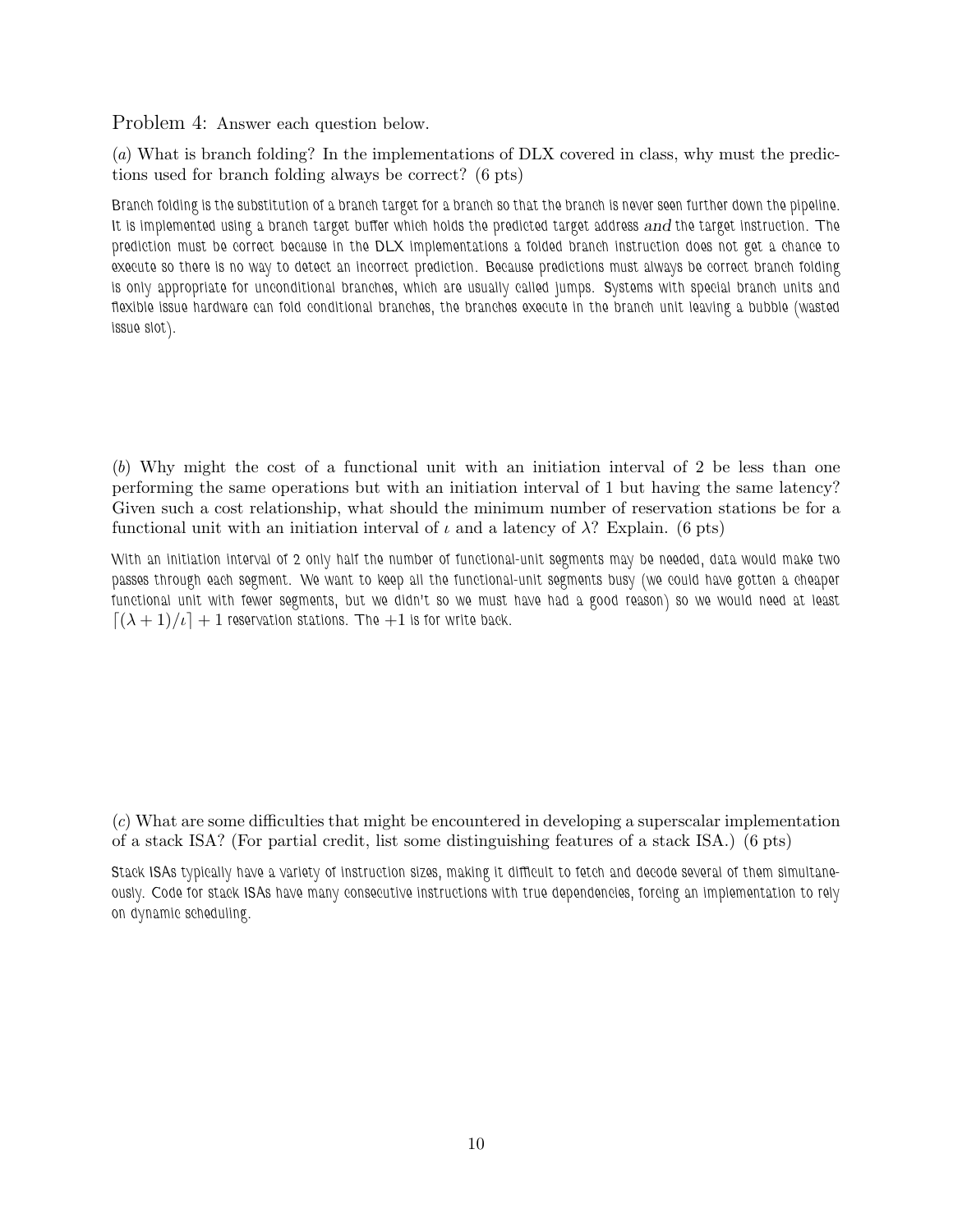Problem 4: Answer each question below.

(*a*) What is branch folding? In the implementations of DLX covered in class, why must the predictions used for branch folding always be correct? (6 pts)

Branch folding is the substitution of a branch target for a branch so that the branch is never seen further down the pipeline. It is implemented using a branch target buffer which holds the predicted target address *and* the target instruction. The prediction must be correct because in the DLX implementations a folded branch instruction does not get a chance to execute so there is no way to detect an incorrect prediction. Because predictions must always be correct branch folding is only appropriate for unconditional branches, which are usually called jumps. Systems with special branch units and flexible issue hardware can fold conditional branches, the branches execute in the branch unit leaving a bubble (wasted issue slot).

(*b*) Why might the cost of a functional unit with an initiation interval of 2 be less than one performing the same operations but with an initiation interval of 1 but having the same latency? Given such a cost relationship, what should the minimum number of reservation stations be for a functional unit with an initiation interval of $\iota$ and a latency of $\lambda$? Explain. (6 pts)

With an initiation interval of 2 only half the number of functional-unit segments may be needed, data would make two passes through each segment. We want to keep all the functional-unit segments busy (we could have gotten a cheaper functional unit with fewer segments, but we didn't so we must have had a good reason) so we would need at least $\lceil (\lambda + 1)/\iota \rceil + 1$ reservation stations. The $+1$ is for write back.

(*c*) What are some difficulties that might be encountered in developing a superscalar implementation of a stack ISA? (For partial credit, list some distinguishing features of a stack ISA.) (6 pts)

Stack ISAs typically have a variety of instruction sizes, making it difficult to fetch and decode several of them simultaneously. Code for stack ISAs have many consecutive instructions with true dependencies, forcing an implementation to rely on dynamic scheduling.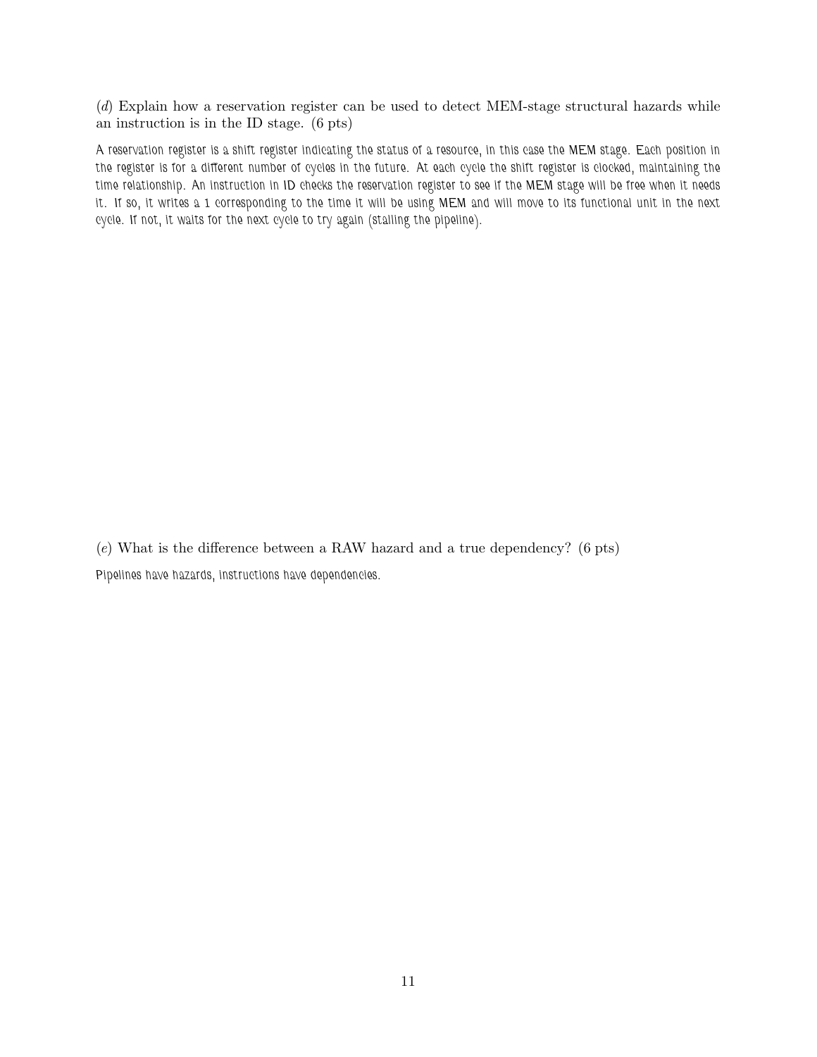(*d*) Explain how a reservation register can be used to detect MEM-stage structural hazards while an instruction is in the ID stage. (6 pts)

A reservation register is a shift register indicating the status of a resource, in this case the MEM stage. Each position in the register is for a different number of cycles in the future. At each cycle the shift register is clocked, maintaining the time relationship. An instruction in ID checks the reservation register to see if the MEM stage will be free when it needs it. If so, it writes a 1 corresponding to the time it will be using MEM and will move to its functional unit in the next cycle. If not, it waits for the next cycle to try again (stalling the pipeline).

(*e*) What is the difference between a RAW hazard and a true dependency? (6 pts)

Pipelines have hazards, instructions have dependencies.